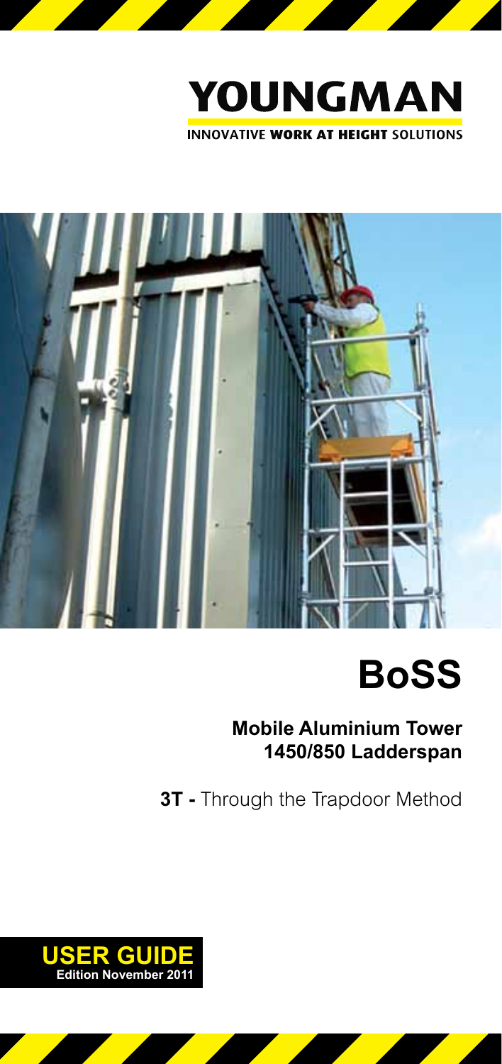# YOUNGMAN

INNOVATIVE **WORK AT HEIGHT** SOLUTIONS

# BoSS

## Mobile Aluminium Tower 1450/850 Ladderspan

**3T -** Through the Trapdoor Method

**USER GUIDE**
**Edition November 2011**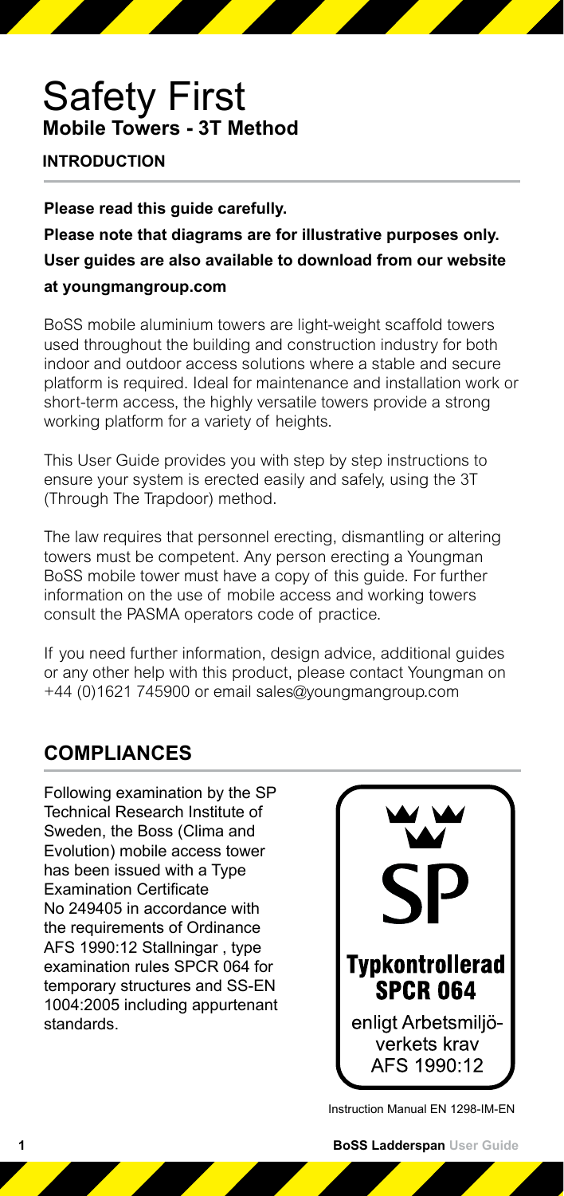# Safety First

## Mobile Towers - 3T Method

### INTRODUCTION

**Please read this guide carefully.**

**Please note that diagrams are for illustrative purposes only.**

**User guides are also available to download from our website at youngmangroup.com**

BoSS mobile aluminium towers are light-weight scaffold towers used throughout the building and construction industry for both indoor and outdoor access solutions where a stable and secure platform is required. Ideal for maintenance and installation work or short-term access, the highly versatile towers provide a strong working platform for a variety of heights.

This User Guide provides you with step by step instructions to ensure your system is erected easily and safely, using the 3T (Through The Trapdoor) method.

The law requires that personnel erecting, dismantling or altering towers must be competent. Any person erecting a Youngman BoSS mobile tower must have a copy of this guide. For further information on the use of mobile access and working towers consult the PASMA operators code of practice.

If you need further information, design advice, additional guides or any other help with this product, please contact Youngman on +44 (0)1621 745900 or email sales@youngmangroup.com

## COMPLIANCES

Following examination by the SP Technical Research Institute of Sweden, the Boss (Clima and Evolution) mobile access tower has been issued with a Type Examination Certificate No 249405 in accordance with the requirements of Ordinance AFS 1990:12 Stallningar , type examination rules SPCR 064 for temporary structures and SS-EN 1004:2005 including appurtenant standards.

SP

**Typkontrollerad SPCR 064**

enligt Arbetsmiljöverkets krav AFS 1990:12

Instruction Manual EN 1298-IM-EN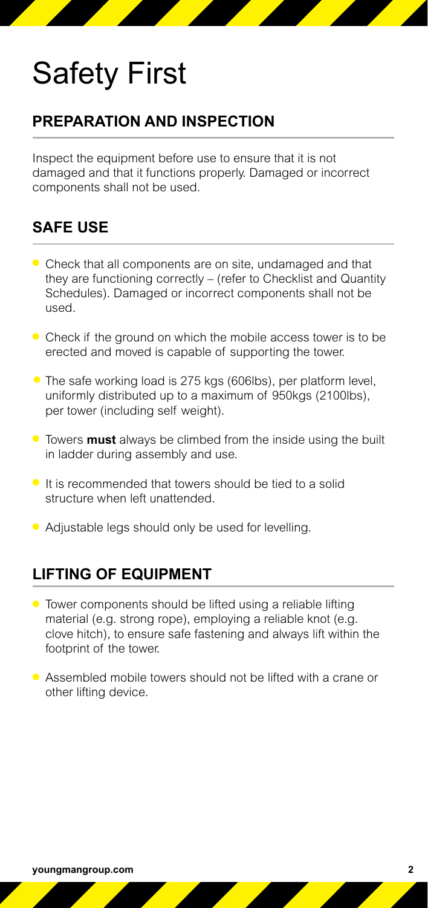# Safety First

## PREPARATION AND INSPECTION

Inspect the equipment before use to ensure that it is not damaged and that it functions properly. Damaged or incorrect components shall not be used.

## SAFE USE

- Check that all components are on site, undamaged and that they are functioning correctly – (refer to Checklist and Quantity Schedules). Damaged or incorrect components shall not be used.
- Check if the ground on which the mobile access tower is to be erected and moved is capable of supporting the tower.
- The safe working load is 275 kgs (606lbs), per platform level, uniformly distributed up to a maximum of 950kgs (2100lbs), per tower (including self weight).
- Towers **must** always be climbed from the inside using the built in ladder during assembly and use.
- It is recommended that towers should be tied to a solid structure when left unattended.
- Adjustable legs should only be used for levelling.

## LIFTING OF EQUIPMENT

- Tower components should be lifted using a reliable lifting material (e.g. strong rope), employing a reliable knot (e.g. clove hitch), to ensure safe fastening and always lift within the footprint of the tower.
- Assembled mobile towers should not be lifted with a crane or other lifting device.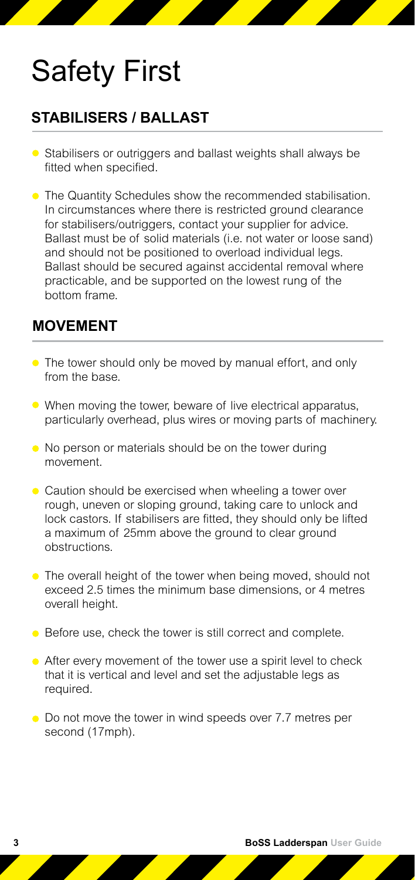# Safety First

## STABILISERS / BALLAST

- Stabilisers or outriggers and ballast weights shall always be fitted when specified.
- The Quantity Schedules show the recommended stabilisation. In circumstances where there is restricted ground clearance for stabilisers/outriggers, contact your supplier for advice. Ballast must be of solid materials (i.e. not water or loose sand) and should not be positioned to overload individual legs. Ballast should be secured against accidental removal where practicable, and be supported on the lowest rung of the bottom frame.

## MOVEMENT

- The tower should only be moved by manual effort, and only from the base.
- When moving the tower, beware of live electrical apparatus, particularly overhead, plus wires or moving parts of machinery.
- No person or materials should be on the tower during movement.
- Caution should be exercised when wheeling a tower over rough, uneven or sloping ground, taking care to unlock and lock castors. If stabilisers are fitted, they should only be lifted a maximum of 25mm above the ground to clear ground obstructions.
- The overall height of the tower when being moved, should not exceed 2.5 times the minimum base dimensions, or 4 metres overall height.
- Before use, check the tower is still correct and complete.
- After every movement of the tower use a spirit level to check that it is vertical and level and set the adjustable legs as required.
- Do not move the tower in wind speeds over 7.7 metres per second (17mph).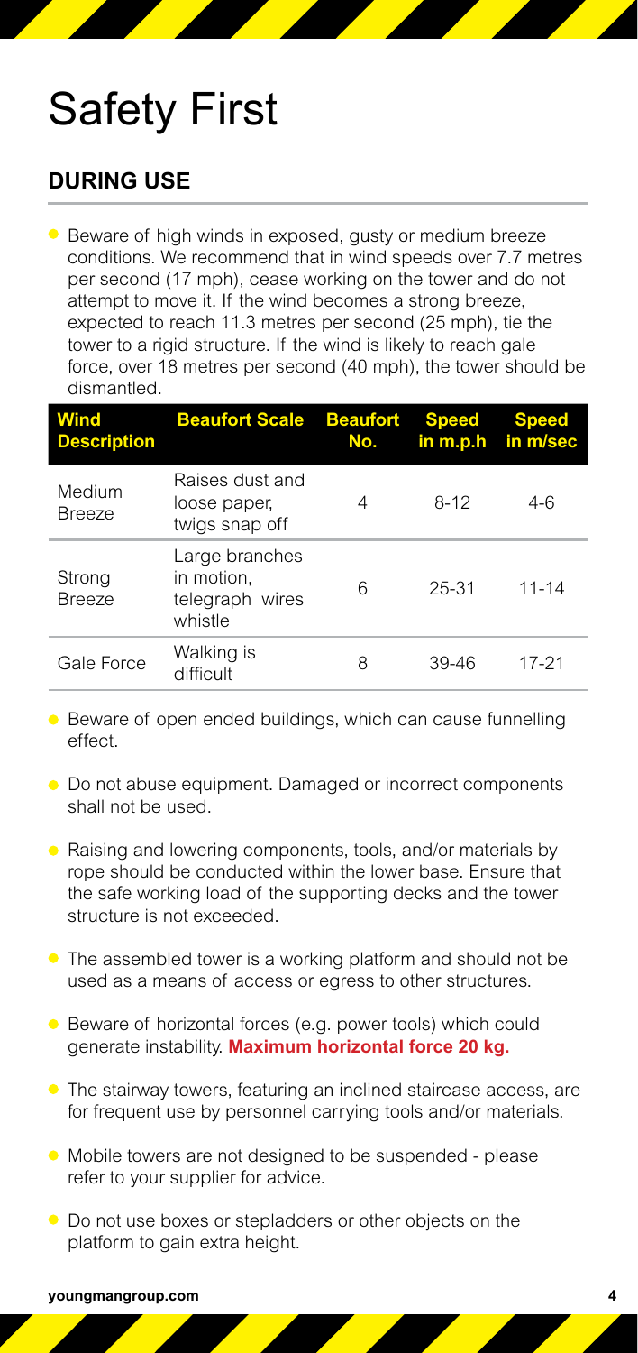# Safety First

## DURING USE

- Beware of high winds in exposed, gusty or medium breeze conditions. We recommend that in wind speeds over 7.7 metres per second (17 mph), cease working on the tower and do not attempt to move it. If the wind becomes a strong breeze, expected to reach 11.3 metres per second (25 mph), tie the tower to a rigid structure. If the wind is likely to reach gale force, over 18 metres per second (40 mph), the tower should be dismantled.

| Wind Description | Beaufort Scale | Beaufort No. | Speed in m.p.h | Speed in m/sec |
|---|---|---|---|---|
| Medium Breeze | Raises dust and loose paper, twigs snap off | 4 | 8-12 | 4-6 |
| Strong Breeze | Large branches in motion, telegraph wires whistle | 6 | 25-31 | 11-14 |
| Gale Force | Walking is difficult | 8 | 39-46 | 17-21 |

- Beware of open ended buildings, which can cause funnelling effect.
- Do not abuse equipment. Damaged or incorrect components shall not be used.
- Raising and lowering components, tools, and/or materials by rope should be conducted within the lower base. Ensure that the safe working load of the supporting decks and the tower structure is not exceeded.
- The assembled tower is a working platform and should not be used as a means of access or egress to other structures.
- Beware of horizontal forces (e.g. power tools) which could generate instability. **Maximum horizontal force 20 kg.**
- The stairway towers, featuring an inclined staircase access, are for frequent use by personnel carrying tools and/or materials.
- Mobile towers are not designed to be suspended - please refer to your supplier for advice.
- Do not use boxes or stepladders or other objects on the platform to gain extra height.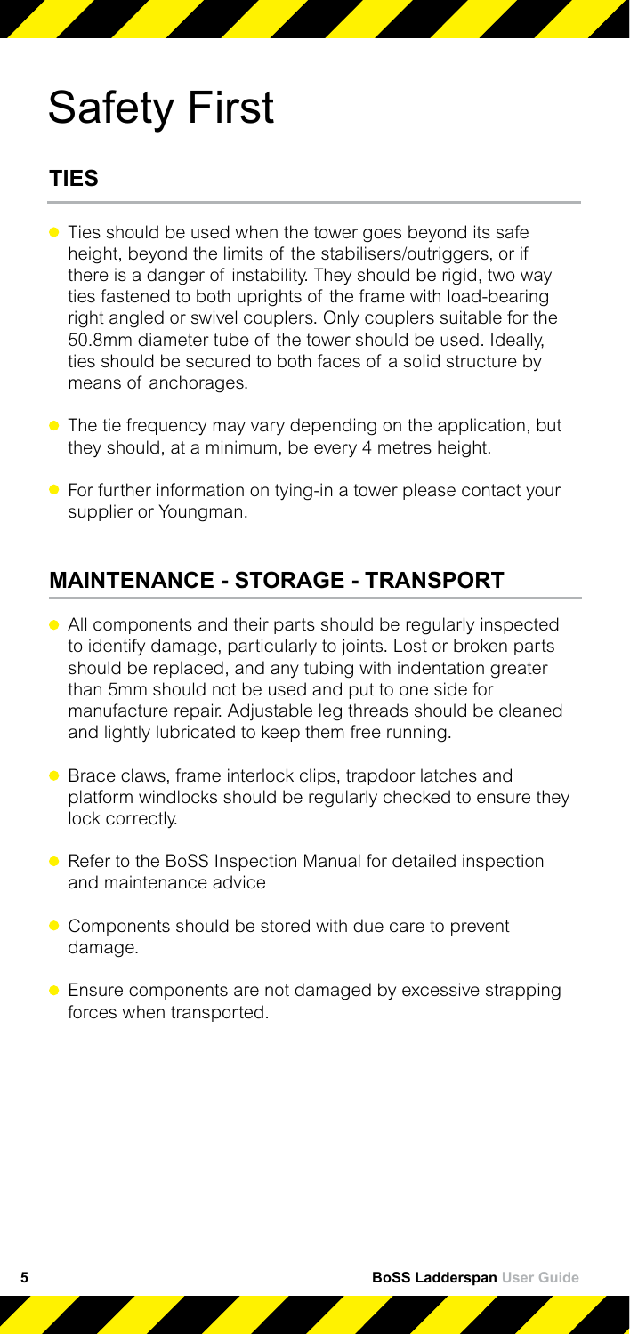# Safety First

## TIES

- Ties should be used when the tower goes beyond its safe height, beyond the limits of the stabilisers/outriggers, or if there is a danger of instability. They should be rigid, two way ties fastened to both uprights of the frame with load-bearing right angled or swivel couplers. Only couplers suitable for the 50.8mm diameter tube of the tower should be used. Ideally, ties should be secured to both faces of a solid structure by means of anchorages.
- The tie frequency may vary depending on the application, but they should, at a minimum, be every 4 metres height.
- For further information on tying-in a tower please contact your supplier or Youngman.

## MAINTENANCE - STORAGE - TRANSPORT

- All components and their parts should be regularly inspected to identify damage, particularly to joints. Lost or broken parts should be replaced, and any tubing with indentation greater than 5mm should not be used and put to one side for manufacture repair. Adjustable leg threads should be cleaned and lightly lubricated to keep them free running.
- Brace claws, frame interlock clips, trapdoor latches and platform windlocks should be regularly checked to ensure they lock correctly.
- Refer to the BoSS Inspection Manual for detailed inspection and maintenance advice
- Components should be stored with due care to prevent damage.
- Ensure components are not damaged by excessive strapping forces when transported.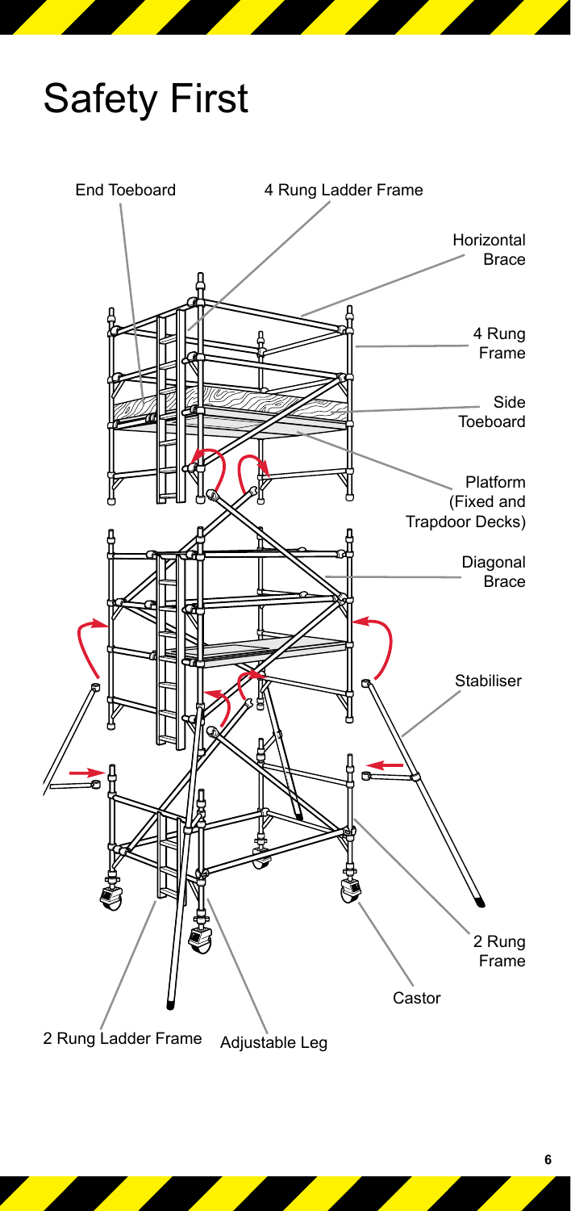# Safety First

End Toeboard

4 Rung Ladder Frame

Horizontal Brace

4 Rung Frame

Side Toeboard

Platform (Fixed and Trapdoor Decks)

Diagonal Brace

Stabiliser

2 Rung Frame

Castor

2 Rung Ladder Frame

Adjustable Leg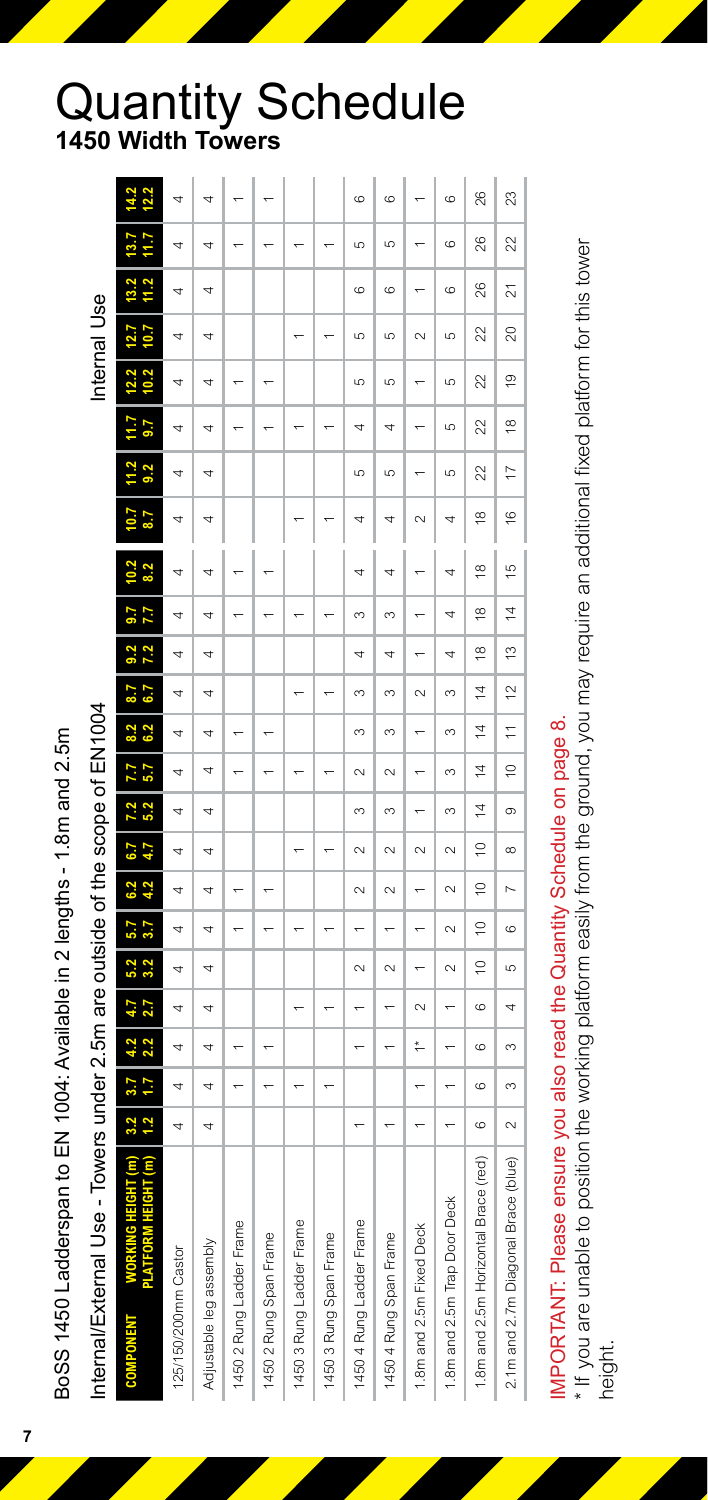# Quantity Schedule

## 1450 Width Towers

BoSS 1450 Ladderspan to EN 1004: Available in 2 lengths - 1.8m and 2.5m

Internal/External Use - Towers under 2.5m are outside of the scope of EN1004

| COMPONENT | | | | | | | | | | | | | | | | Internal Use | | | | | | | |
|---|---|---|---|---|---|---|---|---|---|---|---|---|---|---|---|---|---|---|---|---|---|---|---|
| WORKING HEIGHT (m) | 3.2 | 3.7 | 4.2 | 4.7 | 5.2 | 5.7 | 6.2 | 6.7 | 7.2 | 7.7 | 8.2 | 8.7 | 9.2 | 9.7 | 10.2 | 10.7 | 11.2 | 11.7 | 12.2 | 12.7 | 13.2 | 13.7 | 14.2 |
| PLATFORM HEIGHT (m) | 1.2 | 1.7 | 2.2 | 2.7 | 3.2 | 3.7 | 4.2 | 4.7 | 5.2 | 5.7 | 6.2 | 6.7 | 7.2 | 7.7 | 8.2 | 8.7 | 9.2 | 9.7 | 10.2 | 10.7 | 11.2 | 11.7 | 12.2 |
| 125/150/200mm Castor | 4 | 4 | 4 | 4 | 4 | 4 | 4 | 4 | 4 | 4 | 4 | 4 | 4 | 4 | 4 | 4 | 4 | 4 | 4 | 4 | 4 | 4 | 4 |
| Adjustable leg assembly | 4 | 4 | 4 | 4 | 4 | 4 | 4 | 4 | 4 | 4 | 4 | 4 | 4 | 4 | 4 | 4 | 4 | 4 | 4 | 4 | 4 | 4 | 4 |
| 1450 2 Rung Ladder Frame | | 1 | 1 | | | 1 | 1 | | | 1 | 1 | | | 1 | 1 | | | 1 | 1 | | | 1 | 1 |
| 1450 2 Rung Span Frame | | 1 | 1 | | | 1 | 1 | | | 1 | 1 | | | 1 | 1 | | | 1 | 1 | | | 1 | 1 |
| 1450 3 Rung Ladder Frame | | 1 | | 1 | | 1 | | 1 | | 1 | | 1 | | 1 | | 1 | | 1 | | 1 | | 1 | |
| 1450 3 Rung Span Frame | | 1 | | 1 | | 1 | | 1 | | 1 | | 1 | | 1 | | 1 | | 1 | | 1 | | 1 | |
| 1450 4 Rung Ladder Frame | 1 | | 1 | 1 | 2 | 1 | 2 | 2 | 3 | 2 | 3 | 3 | 4 | 3 | 4 | 4 | 5 | 4 | 5 | 5 | 6 | 5 | 6 |
| 1450 4 Rung Span Frame | 1 | | 1 | 1 | 2 | 1 | 2 | 2 | 3 | 2 | 3 | 3 | 4 | 3 | 4 | 4 | 5 | 4 | 5 | 5 | 6 | 5 | 6 |
| 1.8m and 2.5m Fixed Deck | 1 | 1 | 1* | 2 | 1 | 1 | 1 | 2 | 1 | 1 | 1 | 2 | 1 | 1 | 1 | 2 | 1 | 1 | 1 | 2 | 1 | 1 | 1 |
| 1.8m and 2.5m Trap Door Deck | 1 | 1 | 1 | 1 | 2 | 2 | 2 | 2 | 3 | 3 | 3 | 3 | 4 | 4 | 4 | 4 | 5 | 5 | 5 | 5 | 6 | 6 | 6 |
| 1.8m and 2.5m Horizontal Brace (red) | 6 | 6 | 6 | 6 | 10 | 10 | 10 | 10 | 14 | 14 | 14 | 14 | 18 | 18 | 18 | 18 | 22 | 22 | 22 | 22 | 26 | 26 | 26 |
| 2.1m and 2.7m Diagonal Brace (blue) | 2 | 3 | 3 | 4 | 5 | 6 | 7 | 8 | 9 | 10 | 11 | 12 | 13 | 14 | 15 | 16 | 17 | 18 | 19 | 20 | 21 | 22 | 23 |

IMPORTANT: Please ensure you also read the Quantity Schedule on page 8.

* If you are unable to position the working platform easily from the ground, you may require an additional fixed platform for this tower height.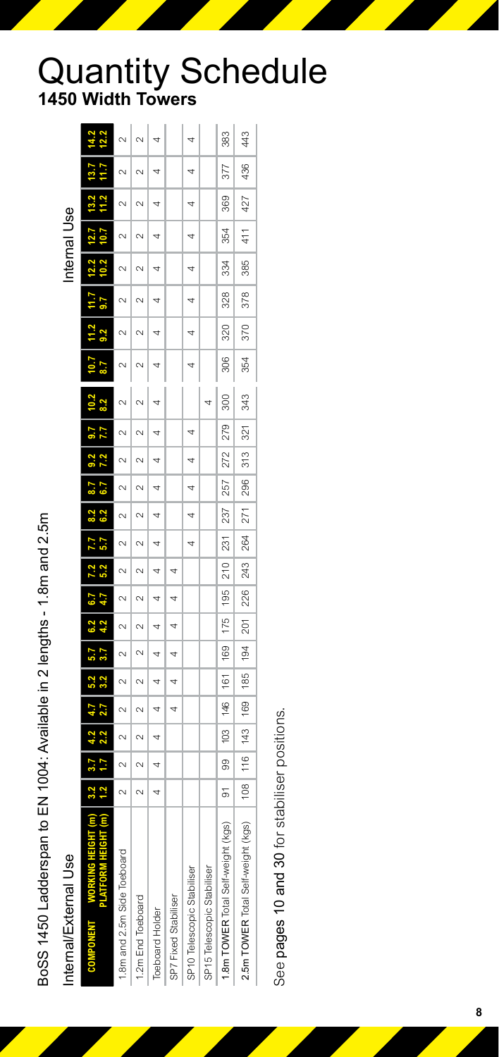# Quantity Schedule

## 1450 Width Towers

BoSS 1450 Ladderspan to EN 1004: Available in 2 lengths - 1.8m and 2.5m

| | Internal/External Use | | | | | | | | | | | | | | | Internal Use | | | | | | | |
|---|---|---|---|---|---|---|---|---|---|---|---|---|---|---|---|---|---|---|---|---|---|---|---|
| **COMPONENT** **WORKING HEIGHT (m)** | **3.2** | **3.7** | **4.2** | **4.7** | **5.2** | **5.7** | **6.2** | **6.7** | **7.2** | **7.7** | **8.2** | **8.7** | **9.2** | **9.7** | **10.2** | **10.7** | **11.2** | **11.7** | **12.2** | **12.7** | **13.2** | **13.7** | **14.2** |
| **PLATFORM HEIGHT (m)** | **1.2** | **1.7** | **2.2** | **2.7** | **3.2** | **3.7** | **4.2** | **4.7** | **5.2** | **5.7** | **6.2** | **6.7** | **7.2** | **7.7** | **8.2** | **8.7** | **9.2** | **9.7** | **10.2** | **10.7** | **11.2** | **11.7** | **12.2** |
| 1.8m and 2.5m Side Toeboard | 2 | 2 | 2 | 2 | 2 | 2 | 2 | 2 | 2 | 2 | 2 | 2 | 2 | 2 | 2 | 2 | 2 | 2 | 2 | 2 | 2 | 2 | 2 |
| 1.2m End Toeboard | 2 | 2 | 2 | 2 | 2 | 2 | 2 | 2 | 2 | 2 | 2 | 2 | 2 | 2 | 2 | 2 | 2 | 2 | 2 | 2 | 2 | 2 | 2 |
| Toeboard Holder | 4 | 4 | 4 | 4 | 4 | 4 | 4 | 4 | 4 | 4 | 4 | 4 | 4 | 4 | 4 | 4 | 4 | 4 | 4 | 4 | 4 | 4 | 4 |
| SP7 Fixed Stabiliser | | | | 4 | 4 | 4 | 4 | 4 | 4 | | | | | | | | | | | | | | |
| SP10 Telescopic Stabiliser | | | | | | | | | | 4 | 4 | 4 | 4 | 4 | | 4 | 4 | 4 | 4 | 4 | 4 | 4 | 4 |
| SP15 Telescopic Stabiliser | | | | | | | | | | | | | | | 4 | | | | | | | | |
| **1.8m TOWER** Total Self-weight (kgs) | 91 | 99 | 103 | 146 | 161 | 169 | 175 | 195 | 210 | 231 | 237 | 257 | 272 | 279 | 300 | 306 | 320 | 328 | 334 | 354 | 369 | 377 | 383 |
| **2.5m TOWER** Total Self-weight (kgs) | 108 | 116 | 143 | 169 | 185 | 194 | 201 | 226 | 243 | 264 | 271 | 296 | 313 | 321 | 343 | 354 | 370 | 378 | 385 | 411 | 427 | 436 | 443 |

See pages 10 and 30 for stabiliser positions.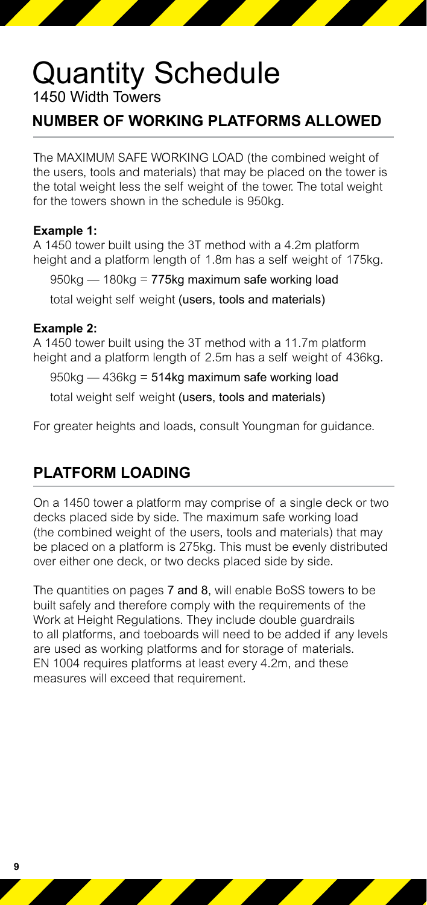# Quantity Schedule

1450 Width Towers

## NUMBER OF WORKING PLATFORMS ALLOWED

The MAXIMUM SAFE WORKING LOAD (the combined weight of the users, tools and materials) that may be placed on the tower is the total weight less the self weight of the tower. The total weight for the towers shown in the schedule is 950kg.

**Example 1:**
A 1450 tower built using the 3T method with a 4.2m platform height and a platform length of 1.8m has a self weight of 175kg.

950kg — 180kg = 775kg maximum safe working load

total weight self weight (users, tools and materials)

**Example 2:**
A 1450 tower built using the 3T method with a 11.7m platform height and a platform length of 2.5m has a self weight of 436kg.

950kg — 436kg = 514kg maximum safe working load

total weight self weight (users, tools and materials)

For greater heights and loads, consult Youngman for guidance.

## PLATFORM LOADING

On a 1450 tower a platform may comprise of a single deck or two decks placed side by side. The maximum safe working load (the combined weight of the users, tools and materials) that may be placed on a platform is 275kg. This must be evenly distributed over either one deck, or two decks placed side by side.

The quantities on pages 7 and 8, will enable BoSS towers to be built safely and therefore comply with the requirements of the Work at Height Regulations. They include double guardrails to all platforms, and toeboards will need to be added if any levels are used as working platforms and for storage of materials. EN 1004 requires platforms at least every 4.2m, and these measures will exceed that requirement.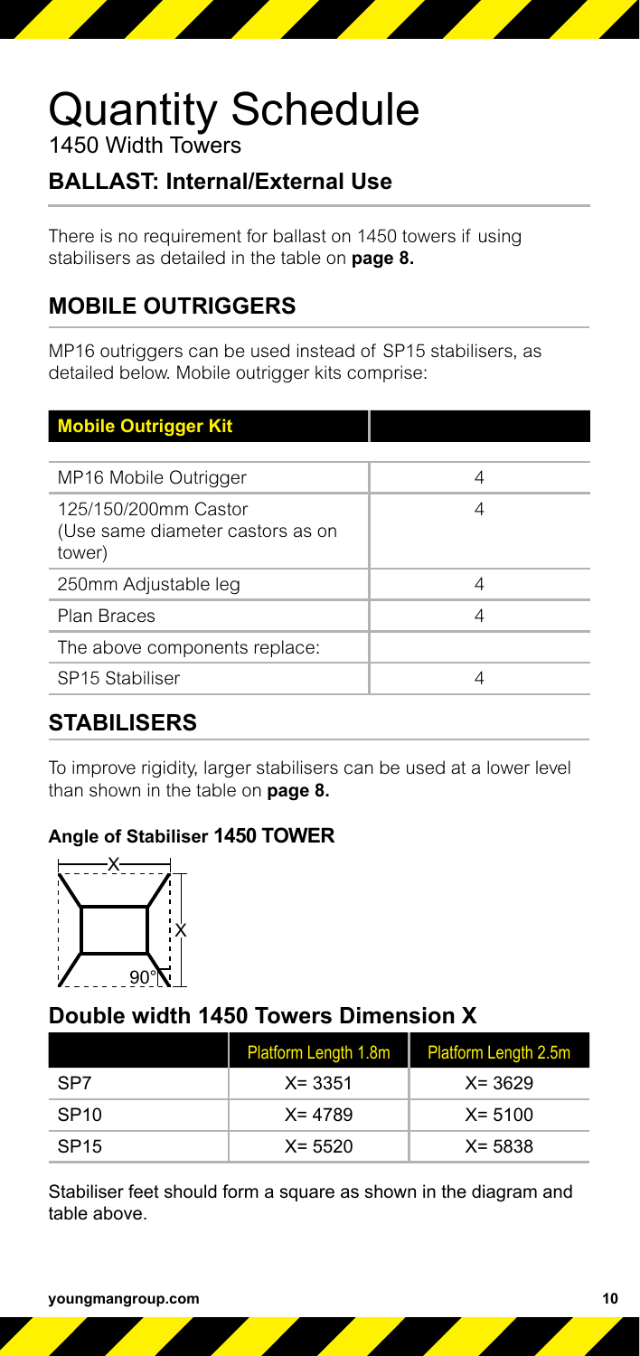# Quantity Schedule

1450 Width Towers

## BALLAST: Internal/External Use

There is no requirement for ballast on 1450 towers if using stabilisers as detailed in the table on **page 8.**

## MOBILE OUTRIGGERS

MP16 outriggers can be used instead of SP15 stabilisers, as detailed below. Mobile outrigger kits comprise:

| Mobile Outrigger Kit | |
|---|---|
| MP16 Mobile Outrigger | 4 |
| 125/150/200mm Castor (Use same diameter castors as on tower) | 4 |
| 250mm Adjustable leg | 4 |
| Plan Braces | 4 |
| The above components replace: | |
| SP15 Stabiliser | 4 |

## STABILISERS

To improve rigidity, larger stabilisers can be used at a lower level than shown in the table on **page 8.**

#### Angle of Stabiliser 1450 TOWER

## Double width 1450 Towers Dimension X

| | Platform Length 1.8m | Platform Length 2.5m |
|---|---|---|
| SP7 | X= 3351 | X= 3629 |
| SP10 | X= 4789 | X= 5100 |
| SP15 | X= 5520 | X= 5838 |

Stabiliser feet should form a square as shown in the diagram and table above.

youngmangroup.com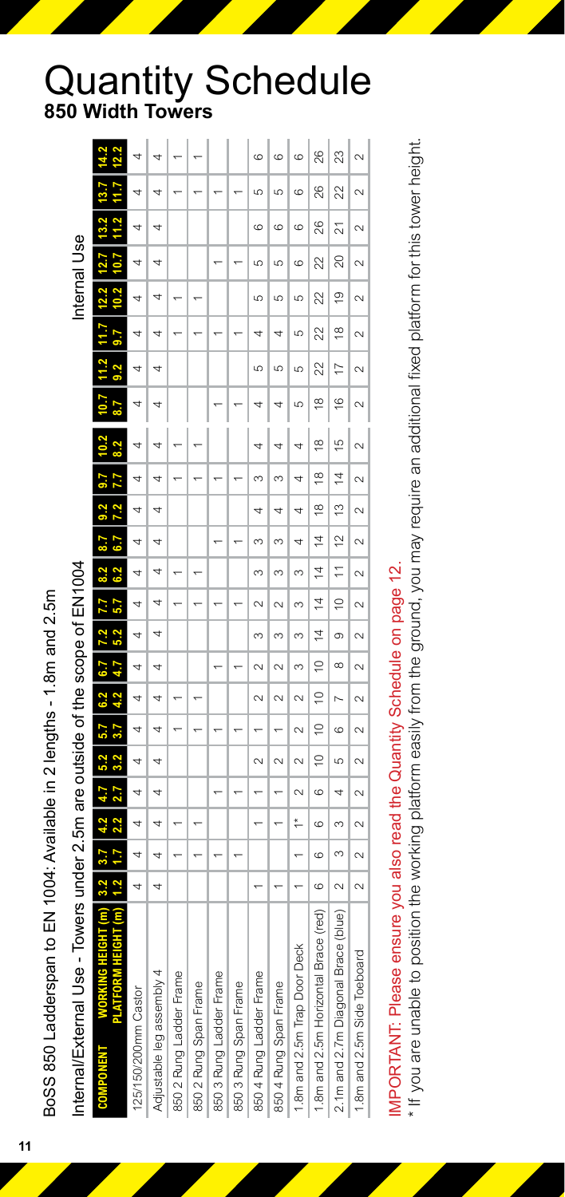# Quantity Schedule

**850 Width Towers**

BoSS 850 Ladderspan to EN 1004: Available in 2 lengths - 1.8m and 2.5m

Internal/External Use - Towers under 2.5m are outside of the scope of EN1004

| COMPONENT | | | | | | | | | | | | | | | | Internal Use | | | | | | | |
|---|---|---|---|---|---|---|---|---|---|---|---|---|---|---|---|---|---|---|---|---|---|---|---|
| WORKING HEIGHT (m) | 3.2 | 3.7 | 4.2 | 4.7 | 5.2 | 5.7 | 6.2 | 6.7 | 7.2 | 7.7 | 8.2 | 8.7 | 9.2 | 9.7 | 10.2 | 10.7 | 11.2 | 11.7 | 12.2 | 12.7 | 13.2 | 13.7 | 14.2 |
| PLATFORM HEIGHT (m) | 1.2 | 1.7 | 2.2 | 2.7 | 3.2 | 3.7 | 4.2 | 4.7 | 5.2 | 5.7 | 6.2 | 6.7 | 7.2 | 7.7 | 8.2 | 8.7 | 9.2 | 9.7 | 10.2 | 10.7 | 11.2 | 11.7 | 12.2 |
| 125/150/200mm Castor | 4 | 4 | 4 | 4 | 4 | 4 | 4 | 4 | 4 | 4 | 4 | 4 | 4 | 4 | 4 | 4 | 4 | 4 | 4 | 4 | 4 | 4 | 4 |
| Adjustable leg assembly 4 | 4 | 4 | 4 | 4 | 4 | 4 | 4 | 4 | 4 | 4 | 4 | 4 | 4 | 4 | 4 | 4 | 4 | 4 | 4 | 4 | 4 | 4 | 4 |
| 850 2 Rung Ladder Frame | | | 1 | | | 1 | 1 | | | 1 | 1 | | | 1 | 1 | | | 1 | 1 | | | 1 | 1 |
| 850 2 Rung Span Frame | | | 1 | | | 1 | 1 | | | 1 | 1 | | | 1 | 1 | | | 1 | 1 | | | 1 | 1 |
| 850 3 Rung Ladder Frame | | 1 | | 1 | | 1 | | 1 | | 1 | | 1 | | 1 | | 1 | | 1 | | 1 | | 1 | |
| 850 3 Rung Span Frame | | 1 | | 1 | | 1 | | 1 | | 1 | | 1 | | 1 | | 1 | | 1 | | 1 | | 1 | |
| 850 4 Rung Ladder Frame | 1 | | 1 | 1 | 2 | 1 | 2 | 2 | 3 | 2 | 3 | 3 | 4 | 3 | 4 | 4 | 5 | 4 | 5 | 5 | 6 | 5 | 6 |
| 850 4 Rung Span Frame | 1 | | 1 | 1 | 2 | 1 | 2 | 2 | 3 | 2 | 3 | 3 | 4 | 3 | 4 | 4 | 5 | 4 | 5 | 5 | 6 | 5 | 6 |
| 1.8m and 2.5m Trap Door Deck | 1 | 1 | 1* | 2 | 2 | 2 | 2 | 3 | 3 | 3 | 3 | 4 | 4 | 4 | 4 | 5 | 5 | 5 | 5 | 6 | 6 | 6 | 6 |
| 1.8m and 2.5m Horizontal Brace (red) | 6 | 6 | 6 | 6 | 10 | 10 | 10 | 10 | 14 | 14 | 14 | 14 | 18 | 18 | 18 | 18 | 22 | 22 | 22 | 22 | 26 | 26 | 26 |
| 2.1m and 2.7m Diagonal Brace (blue) | 2 | 3 | 3 | 4 | 5 | 6 | 7 | 8 | 9 | 10 | 11 | 12 | 13 | 14 | 15 | 16 | 17 | 18 | 19 | 20 | 21 | 22 | 23 |
| 1.8m and 2.5m Side Toeboard | 2 | 2 | 2 | 2 | 2 | 2 | 2 | 2 | 2 | 2 | 2 | 2 | 2 | 2 | 2 | 2 | 2 | 2 | 2 | 2 | 2 | 2 | 2 |

IMPORTANT: Please ensure you also read the Quantity Schedule on page 12.

* If you are unable to position the working platform easily from the ground, you may require an additional fixed platform for this tower height.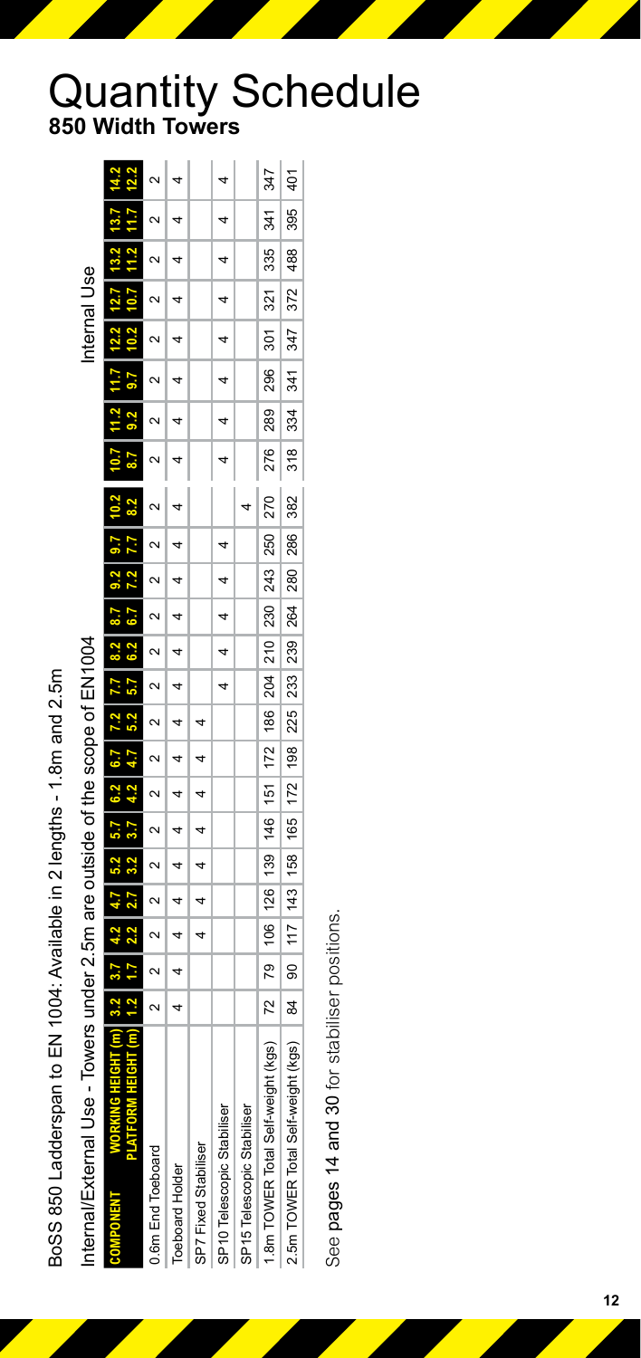# Quantity Schedule

## 850 Width Towers

BoSS 850 Ladderspan to EN 1004: Available in 2 lengths - 1.8m and 2.5m

Internal/External Use - Towers under 2.5m are outside of the scope of EN1004

| COMPONENT | Internal/External Use | | | | | | | | | | | | | | | Internal Use | | | | | | | |
|---|---|---|---|---|---|---|---|---|---|---|---|---|---|---|---|---|---|---|---|---|---|---|---|
| **WORKING HEIGHT (m)** | **3.2** | **3.7** | **4.2** | **4.7** | **5.2** | **5.7** | **6.2** | **6.7** | **7.2** | **7.7** | **8.2** | **8.7** | **9.2** | **9.7** | **10.2** | **10.7** | **11.2** | **11.7** | **12.2** | **12.7** | **13.2** | **13.7** | **14.2** |
| **PLATFORM HEIGHT (m)** | **1.2** | **1.7** | **2.2** | **2.7** | **3.2** | **3.7** | **4.2** | **4.7** | **5.2** | **5.7** | **6.2** | **6.7** | **7.2** | **7.7** | **8.2** | **8.7** | **9.2** | **9.7** | **10.2** | **10.7** | **11.2** | **11.7** | **12.2** |
| 0.6m End Toeboard | 2 | 2 | 2 | 2 | 2 | 2 | 2 | 2 | 2 | 2 | 2 | 2 | 2 | 2 | 2 | 2 | 2 | 2 | 2 | 2 | 2 | 2 | 2 |
| Toeboard Holder | 4 | 4 | 4 | 4 | 4 | 4 | 4 | 4 | 4 | 4 | 4 | 4 | 4 | 4 | 4 | 4 | 4 | 4 | 4 | 4 | 4 | 4 | 4 |
| SP7 Fixed Stabiliser | | | 4 | 4 | 4 | 4 | 4 | 4 | 4 | | | | | | | | | | | | | | |
| SP10 Telescopic Stabiliser | | | | | | | | | | 4 | 4 | 4 | 4 | 4 | | 4 | 4 | | 4 | 4 | 4 | 4 | 4 |
| SP15 Telescopic Stabiliser | | | | | | | | | | | | | | | 4 | | | | | | | | |
| 1.8m TOWER Total Self-weight (kgs) | 72 | 79 | 106 | 126 | 139 | 146 | 151 | 172 | 186 | 204 | 210 | 230 | 243 | 250 | 270 | 276 | 289 | 296 | 301 | 321 | 335 | 341 | 347 |
| 2.5m TOWER Total Self-weight (kgs) | 84 | 90 | 117 | 143 | 158 | 165 | 172 | 198 | 225 | 233 | 239 | 264 | 280 | 286 | 382 | 318 | 334 | 341 | 347 | 372 | 488 | 395 | 401 |

See **pages 14 and 30** for stabiliser positions.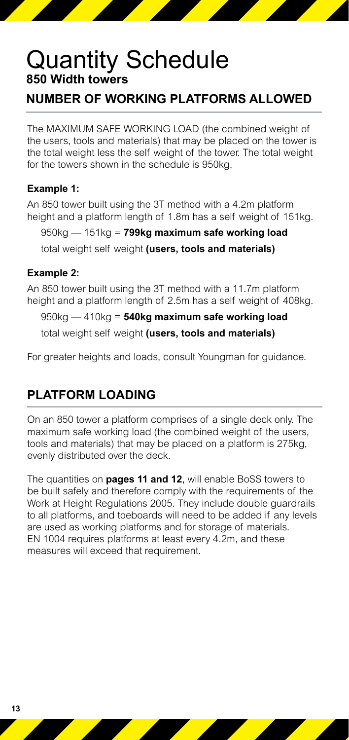# Quantity Schedule

**850 Width towers**

## NUMBER OF WORKING PLATFORMS ALLOWED

The MAXIMUM SAFE WORKING LOAD (the combined weight of the users, tools and materials) that may be placed on the tower is the total weight less the self weight of the tower. The total weight for the towers shown in the schedule is 950kg.

**Example 1:**

An 850 tower built using the 3T method with a 4.2m platform height and a platform length of 1.8m has a self weight of 151kg.

950kg — 151kg = **799kg maximum safe working load**

total weight self weight **(users, tools and materials)**

**Example 2:**

An 850 tower built using the 3T method with a 11.7m platform height and a platform length of 2.5m has a self weight of 408kg.

950kg — 410kg = **540kg maximum safe working load**

total weight self weight **(users, tools and materials)**

For greater heights and loads, consult Youngman for guidance.

## PLATFORM LOADING

On an 850 tower a platform comprises of a single deck only. The maximum safe working load (the combined weight of the users, tools and materials) that may be placed on a platform is 275kg, evenly distributed over the deck.

The quantities on **pages 11 and 12**, will enable BoSS towers to be built safely and therefore comply with the requirements of the Work at Height Regulations 2005. They include double guardrails to all platforms, and toeboards will need to be added if any levels are used as working platforms and for storage of materials. EN 1004 requires platforms at least every 4.2m, and these measures will exceed that requirement.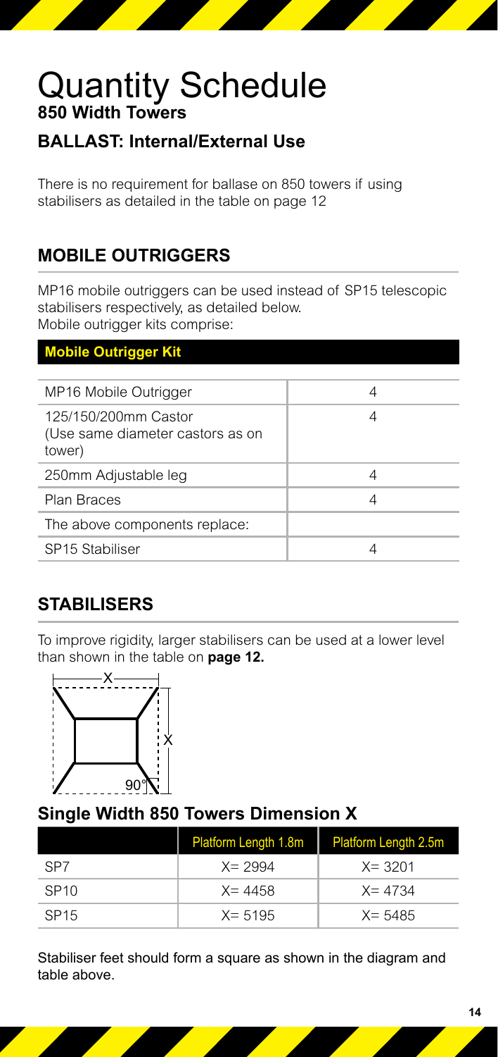# Quantity Schedule

**850 Width Towers**

## BALLAST: Internal/External Use

There is no requirement for ballase on 850 towers if using stabilisers as detailed in the table on page 12

## MOBILE OUTRIGGERS

MP16 mobile outriggers can be used instead of SP15 telescopic stabilisers respectively, as detailed below.
Mobile outrigger kits comprise:

| Mobile Outrigger Kit | |
|---|---|
| MP16 Mobile Outrigger | 4 |
| 125/150/200mm Castor (Use same diameter castors as on tower) | 4 |
| 250mm Adjustable leg | 4 |
| Plan Braces | 4 |
| The above components replace: | |
| SP15 Stabiliser | 4 |

## STABILISERS

To improve rigidity, larger stabilisers can be used at a lower level than shown in the table on **page 12.**

### Single Width 850 Towers Dimension X

| | Platform Length 1.8m | Platform Length 2.5m |
|---|---|---|
| SP7 | X= 2994 | X= 3201 |
| SP10 | X= 4458 | X= 4734 |
| SP15 | X= 5195 | X= 5485 |

Stabiliser feet should form a square as shown in the diagram and table above.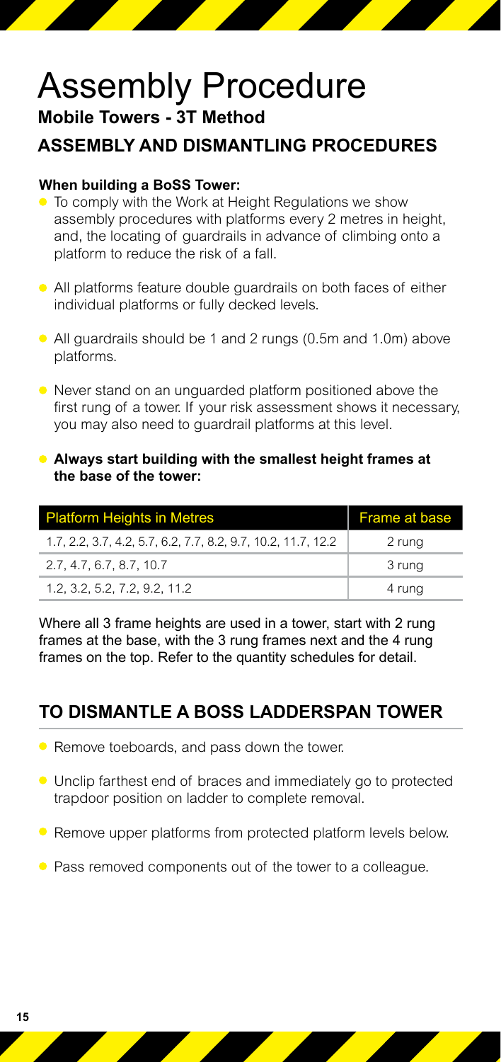# Assembly Procedure

**Mobile Towers - 3T Method**

## ASSEMBLY AND DISMANTLING PROCEDURES

**When building a BoSS Tower:**

- To comply with the Work at Height Regulations we show assembly procedures with platforms every 2 metres in height, and, the locating of guardrails in advance of climbing onto a platform to reduce the risk of a fall.
- All platforms feature double guardrails on both faces of either individual platforms or fully decked levels.
- All guardrails should be 1 and 2 rungs (0.5m and 1.0m) above platforms.
- Never stand on an unguarded platform positioned above the first rung of a tower. If your risk assessment shows it necessary, you may also need to guardrail platforms at this level.
- **Always start building with the smallest height frames at the base of the tower:**

| Platform Heights in Metres | Frame at base |
| --- | --- |
| 1.7, 2.2, 3.7, 4.2, 5.7, 6.2, 7.7, 8.2, 9.7, 10.2, 11.7, 12.2 | 2 rung |
| 2.7, 4.7, 6.7, 8.7, 10.7 | 3 rung |
| 1.2, 3.2, 5.2, 7.2, 9.2, 11.2 | 4 rung |

Where all 3 frame heights are used in a tower, start with 2 rung frames at the base, with the 3 rung frames next and the 4 rung frames on the top. Refer to the quantity schedules for detail.

## TO DISMANTLE A BOSS LADDERSPAN TOWER

- Remove toeboards, and pass down the tower.
- Unclip farthest end of braces and immediately go to protected trapdoor position on ladder to complete removal.
- Remove upper platforms from protected platform levels below.
- Pass removed components out of the tower to a colleague.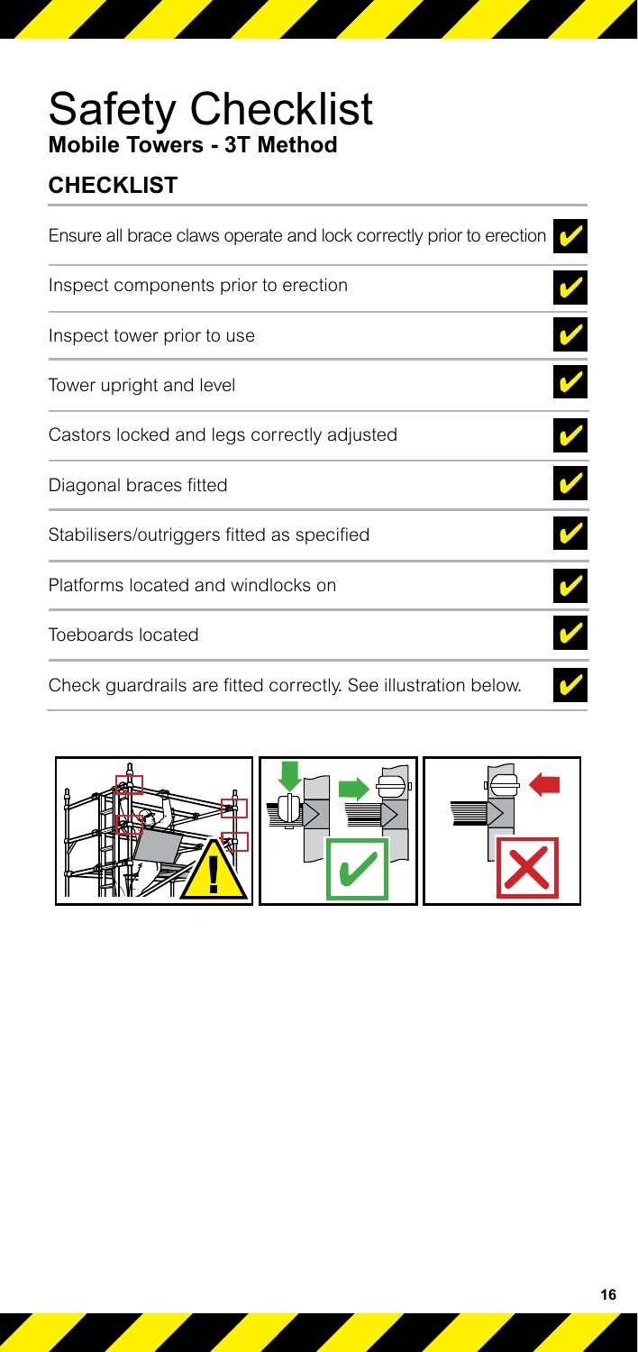# Safety Checklist

**Mobile Towers - 3T Method**

## CHECKLIST

- Ensure all brace claws operate and lock correctly prior to erection ✔
- Inspect components prior to erection ✔
- Inspect tower prior to use ✔
- Tower upright and level ✔
- Castors locked and legs correctly adjusted ✔
- Diagonal braces fitted ✔
- Stabilisers/outriggers fitted as specified ✔
- Platforms located and windlocks on ✔
- Toeboards located ✔
- Check guardrails are fitted correctly. See illustration below. ✔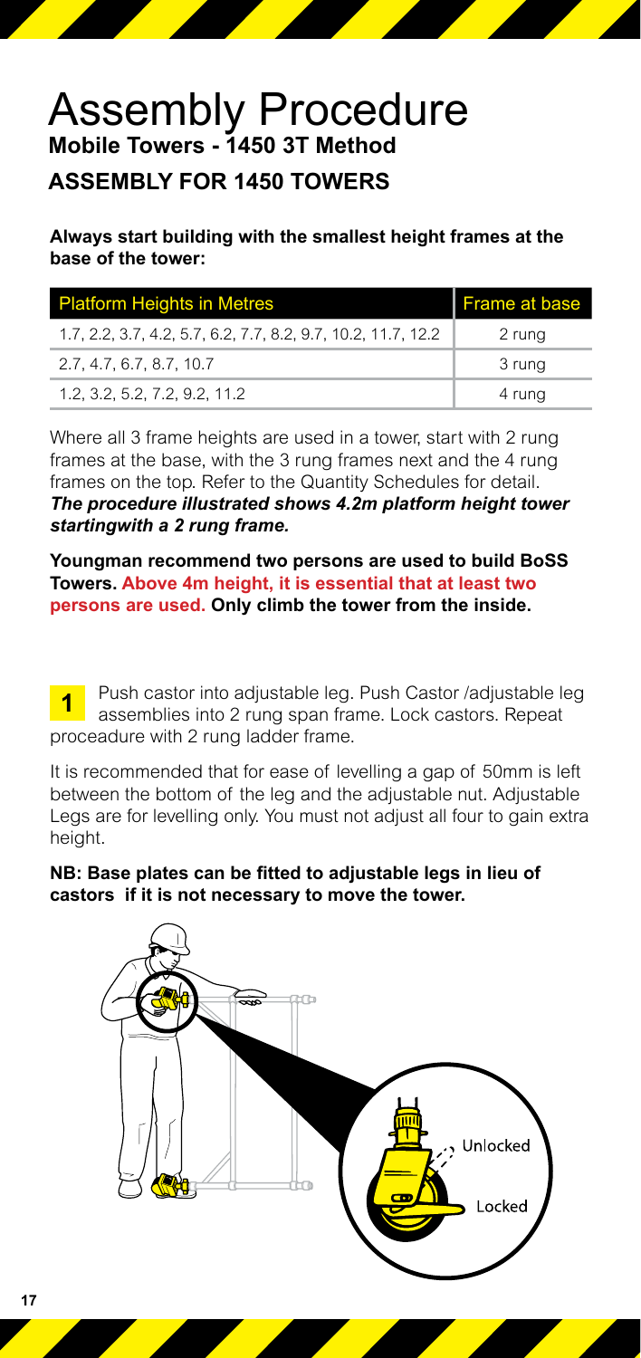# Assembly Procedure

**Mobile Towers - 1450 3T Method**

## ASSEMBLY FOR 1450 TOWERS

**Always start building with the smallest height frames at the base of the tower:**

| Platform Heights in Metres | Frame at base |
|---|---|
| 1.7, 2.2, 3.7, 4.2, 5.7, 6.2, 7.7, 8.2, 9.7, 10.2, 11.7, 12.2 | 2 rung |
| 2.7, 4.7, 6.7, 8.7, 10.7 | 3 rung |
| 1.2, 3.2, 5.2, 7.2, 9.2, 11.2 | 4 rung |

Where all 3 frame heights are used in a tower, start with 2 rung frames at the base, with the 3 rung frames next and the 4 rung frames on the top. Refer to the Quantity Schedules for detail.
***The procedure illustrated shows 4.2m platform height tower startingwith a 2 rung frame.***

**Youngman recommend two persons are used to build BoSS Towers. Above 4m height, it is essential that at least two persons are used. Only climb the tower from the inside.**

**1** Push castor into adjustable leg. Push Castor /adjustable leg assemblies into 2 rung span frame. Lock castors. Repeat proceadure with 2 rung ladder frame.

It is recommended that for ease of levelling a gap of 50mm is left between the bottom of the leg and the adjustable nut. Adjustable Legs are for levelling only. You must not adjust all four to gain extra height.

**NB: Base plates can be fitted to adjustable legs in lieu of castors if it is not necessary to move the tower.**

Unlocked

Locked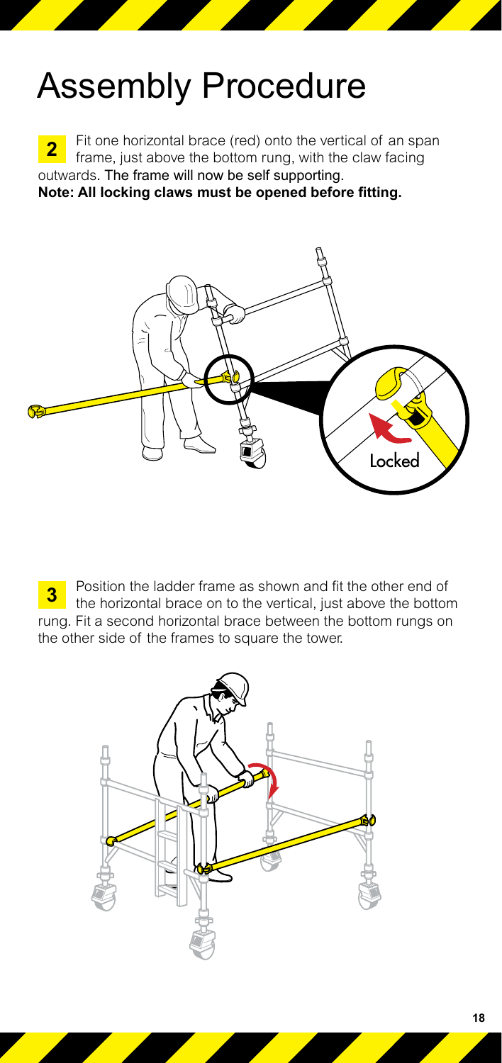# Assembly Procedure

**2** Fit one horizontal brace (red) onto the vertical of an span frame, just above the bottom rung, with the claw facing outwards. The frame will now be self supporting.

**Note: All locking claws must be opened before fitting.**

Locked

**3** Position the ladder frame as shown and fit the other end of the horizontal brace on to the vertical, just above the bottom rung. Fit a second horizontal brace between the bottom rungs on the other side of the frames to square the tower.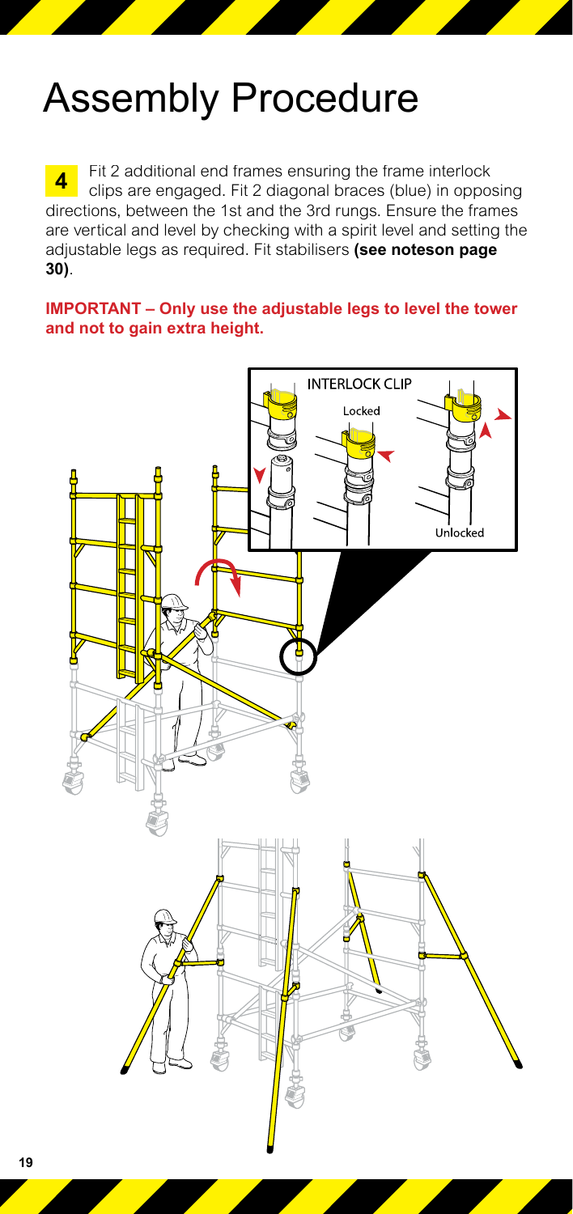# Assembly Procedure

**4** Fit 2 additional end frames ensuring the frame interlock clips are engaged. Fit 2 diagonal braces (blue) in opposing directions, between the 1st and the 3rd rungs. Ensure the frames are vertical and level by checking with a spirit level and setting the adjustable legs as required. Fit stabilisers **(see noteson page 30)**.

**IMPORTANT – Only use the adjustable legs to level the tower and not to gain extra height.**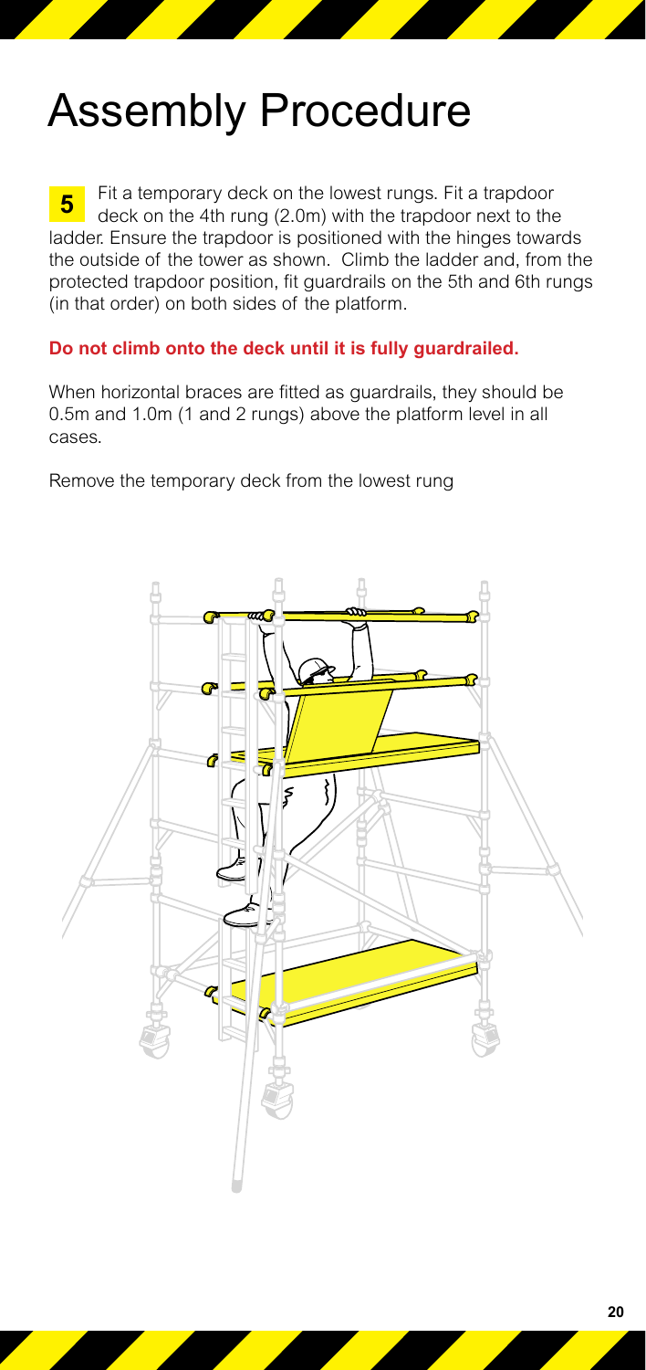# Assembly Procedure

**5** Fit a temporary deck on the lowest rungs. Fit a trapdoor deck on the 4th rung (2.0m) with the trapdoor next to the ladder. Ensure the trapdoor is positioned with the hinges towards the outside of the tower as shown. Climb the ladder and, from the protected trapdoor position, fit guardrails on the 5th and 6th rungs (in that order) on both sides of the platform.

**Do not climb onto the deck until it is fully guardrailed.**

When horizontal braces are fitted as guardrails, they should be 0.5m and 1.0m (1 and 2 rungs) above the platform level in all cases.

Remove the temporary deck from the lowest rung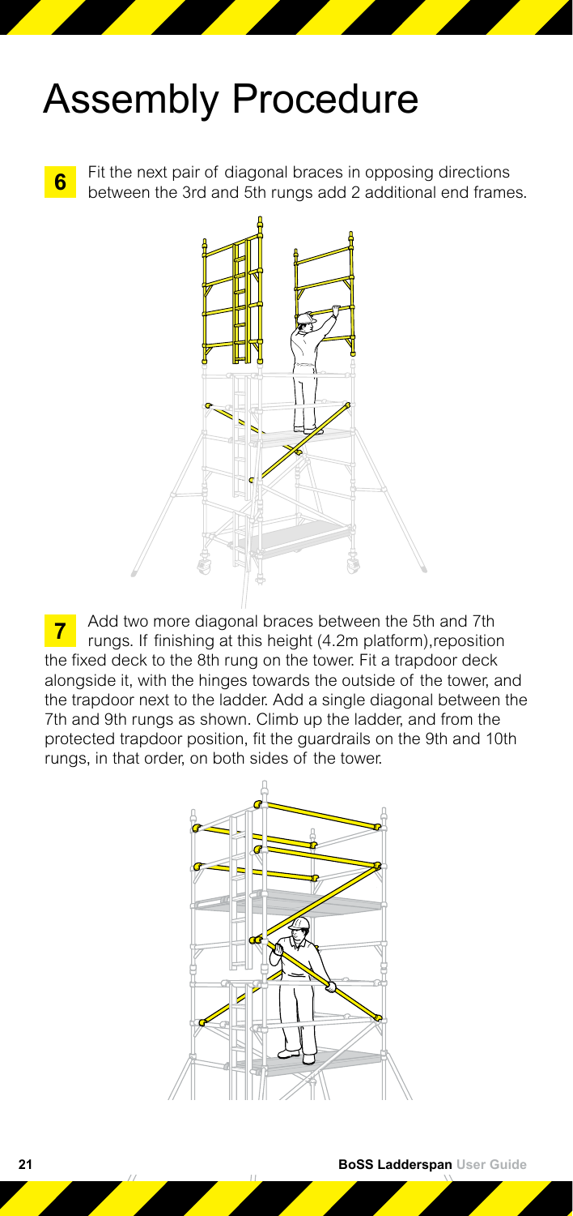# Assembly Procedure

**6** Fit the next pair of diagonal braces in opposing directions between the 3rd and 5th rungs add 2 additional end frames.

**7** Add two more diagonal braces between the 5th and 7th rungs. If finishing at this height (4.2m platform),reposition the fixed deck to the 8th rung on the tower. Fit a trapdoor deck alongside it, with the hinges towards the outside of the tower, and the trapdoor next to the ladder. Add a single diagonal between the 7th and 9th rungs as shown. Climb up the ladder, and from the protected trapdoor position, fit the guardrails on the 9th and 10th rungs, in that order, on both sides of the tower.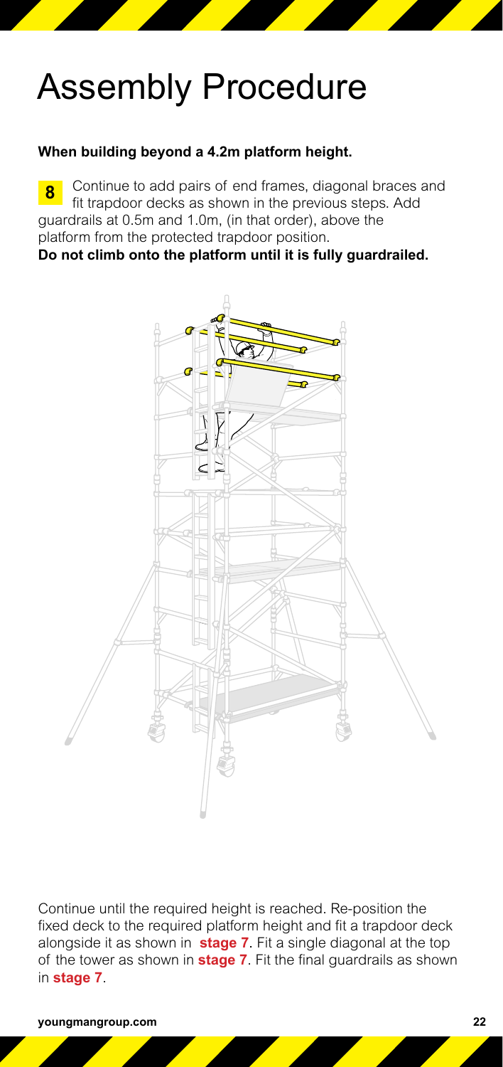# Assembly Procedure

**When building beyond a 4.2m platform height.**

**8** Continue to add pairs of end frames, diagonal braces and fit trapdoor decks as shown in the previous steps. Add guardrails at 0.5m and 1.0m, (in that order), above the platform from the protected trapdoor position.

**Do not climb onto the platform until it is fully guardrailed.**

Continue until the required height is reached. Re-position the fixed deck to the required platform height and fit a trapdoor deck alongside it as shown in **stage 7**. Fit a single diagonal at the top of the tower as shown in **stage 7**. Fit the final guardrails as shown in **stage 7**.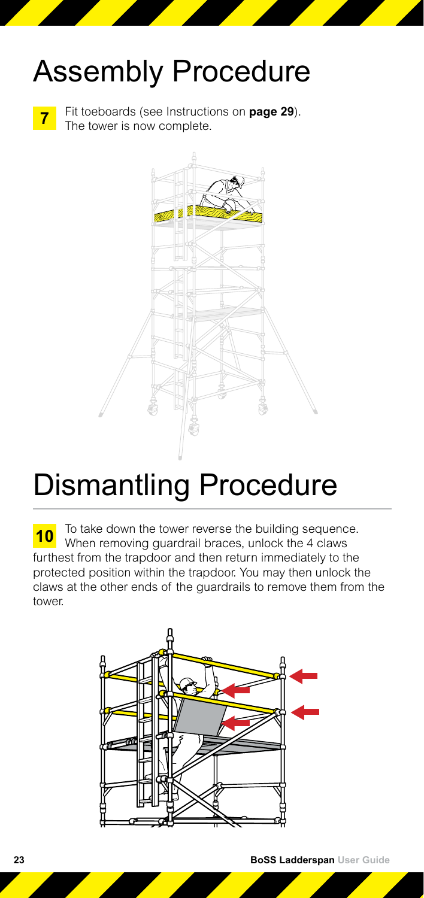# Assembly Procedure

**7** Fit toeboards (see Instructions on **page 29**). The tower is now complete.

# Dismantling Procedure

**10** To take down the tower reverse the building sequence. When removing guardrail braces, unlock the 4 claws furthest from the trapdoor and then return immediately to the protected position within the trapdoor. You may then unlock the claws at the other ends of the guardrails to remove them from the tower.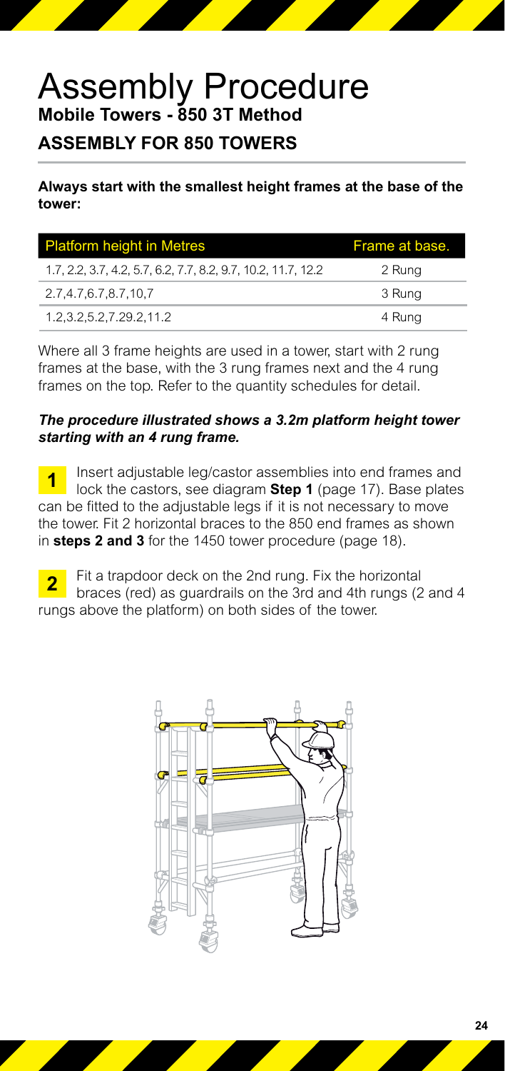# Assembly Procedure

**Mobile Towers - 850 3T Method**

## ASSEMBLY FOR 850 TOWERS

**Always start with the smallest height frames at the base of the tower:**

| Platform height in Metres | Frame at base. |
|---|---|
| 1.7, 2.2, 3.7, 4.2, 5.7, 6.2, 7.7, 8.2, 9.7, 10.2, 11.7, 12.2 | 2 Rung |
| 2.7,4.7,6.7,8.7,10,7 | 3 Rung |
| 1.2,3.2,5.2,7.29.2,11.2 | 4 Rung |

Where all 3 frame heights are used in a tower, start with 2 rung frames at the base, with the 3 rung frames next and the 4 rung frames on the top. Refer to the quantity schedules for detail.

***The procedure illustrated shows a 3.2m platform height tower starting with an 4 rung frame.***

**1** Insert adjustable leg/castor assemblies into end frames and lock the castors, see diagram **Step 1** (page 17). Base plates can be fitted to the adjustable legs if it is not necessary to move the tower. Fit 2 horizontal braces to the 850 end frames as shown in **steps 2 and 3** for the 1450 tower procedure (page 18).

**2** Fit a trapdoor deck on the 2nd rung. Fix the horizontal braces (red) as guardrails on the 3rd and 4th rungs (2 and 4 rungs above the platform) on both sides of the tower.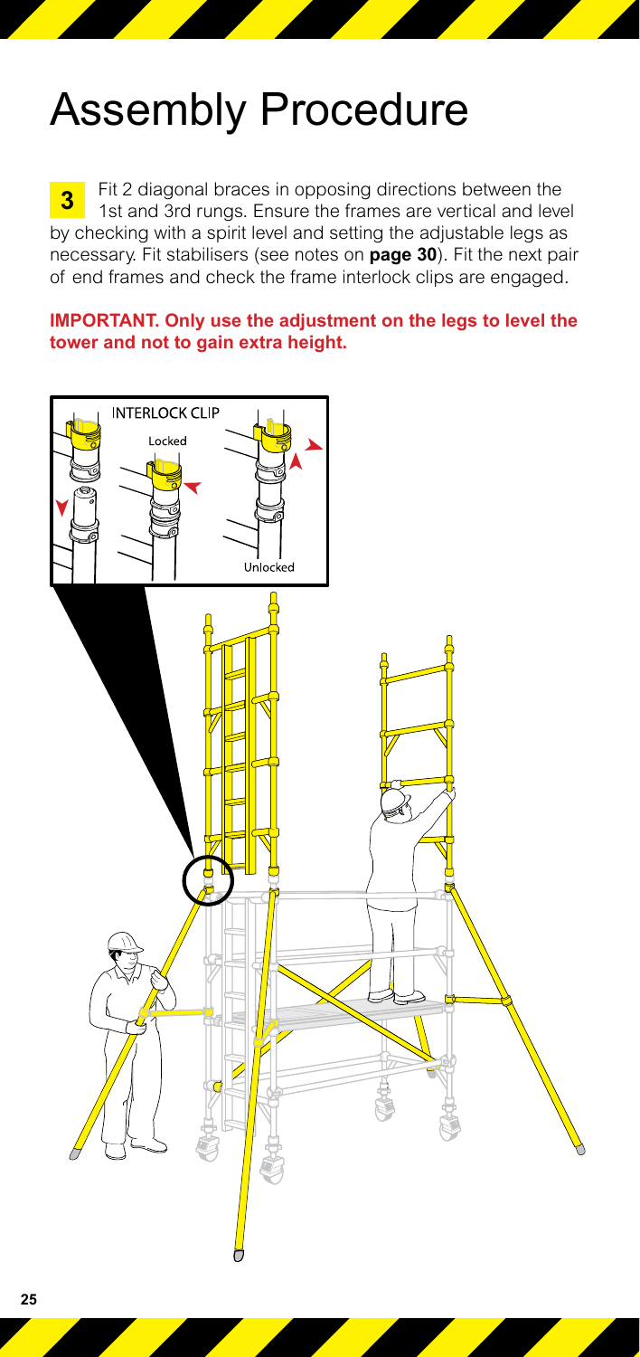# Assembly Procedure

**3** Fit 2 diagonal braces in opposing directions between the 1st and 3rd rungs. Ensure the frames are vertical and level by checking with a spirit level and setting the adjustable legs as necessary. Fit stabilisers (see notes on **page 30**). Fit the next pair of end frames and check the frame interlock clips are engaged.

**IMPORTANT. Only use the adjustment on the legs to level the tower and not to gain extra height.**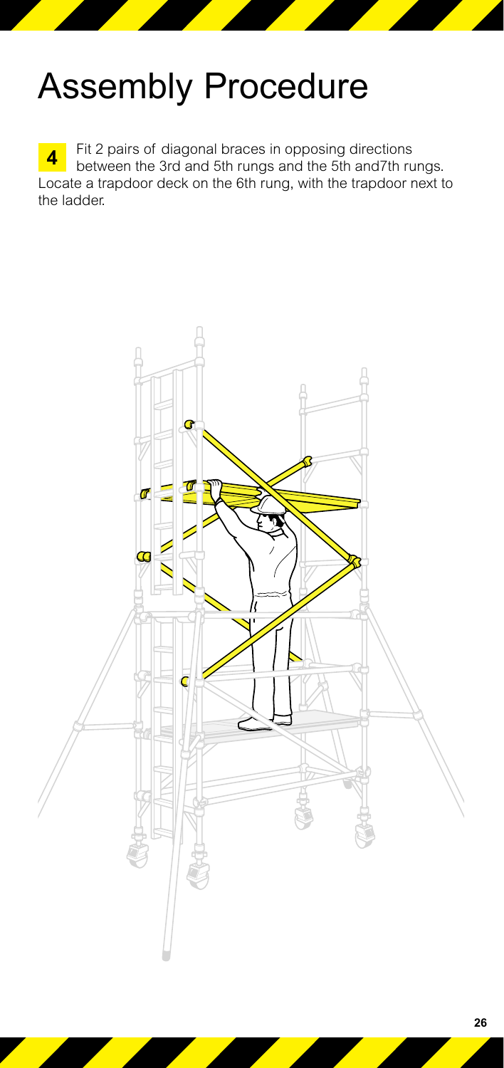# Assembly Procedure

**4** Fit 2 pairs of diagonal braces in opposing directions between the 3rd and 5th rungs and the 5th and7th rungs. Locate a trapdoor deck on the 6th rung, with the trapdoor next to the ladder.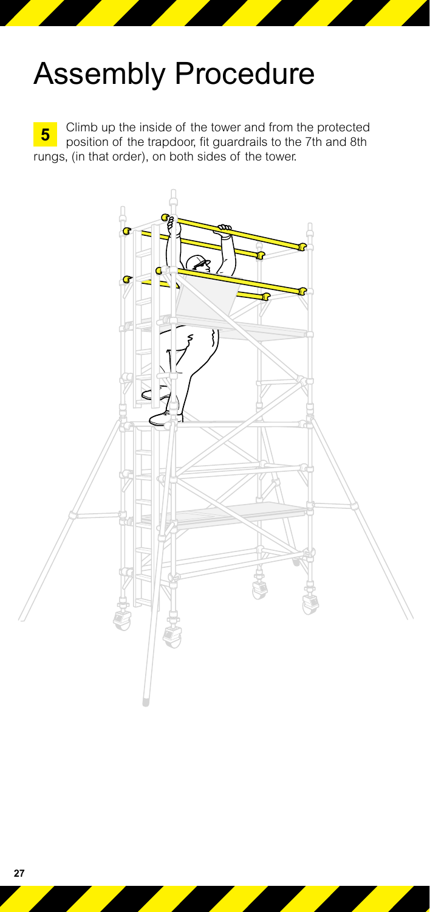# Assembly Procedure

**5** Climb up the inside of the tower and from the protected position of the trapdoor, fit guardrails to the 7th and 8th rungs, (in that order), on both sides of the tower.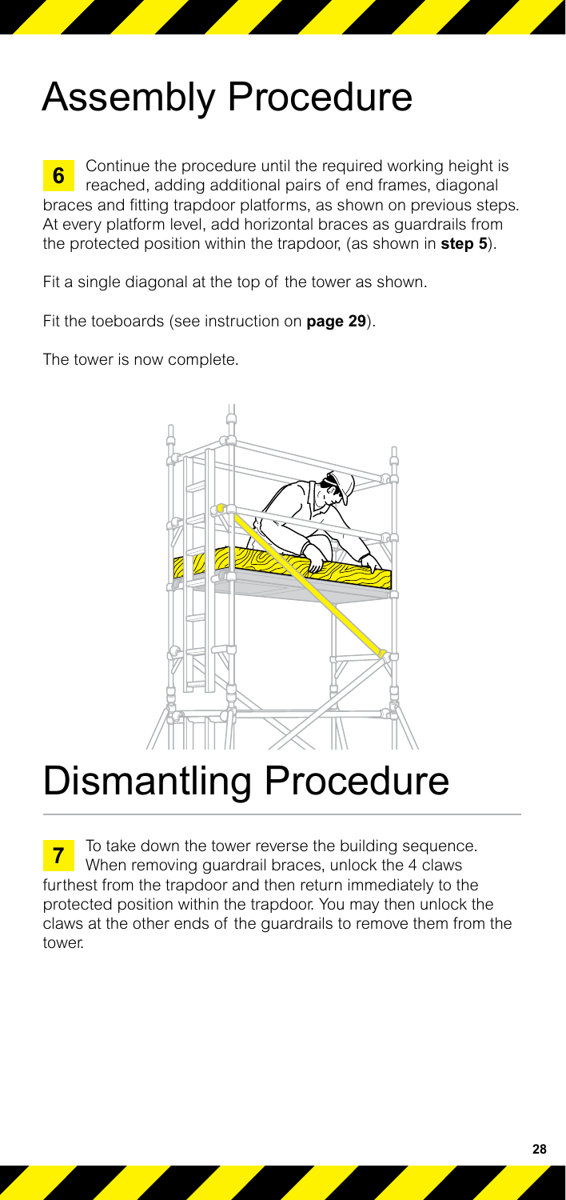# Assembly Procedure

**6** Continue the procedure until the required working height is reached, adding additional pairs of end frames, diagonal braces and fitting trapdoor platforms, as shown on previous steps. At every platform level, add horizontal braces as guardrails from the protected position within the trapdoor, (as shown in **step 5**).

Fit a single diagonal at the top of the tower as shown.

Fit the toeboards (see instruction on **page 29**).

The tower is now complete.

# Dismantling Procedure

**7** To take down the tower reverse the building sequence. When removing guardrail braces, unlock the 4 claws furthest from the trapdoor and then return immediately to the protected position within the trapdoor. You may then unlock the claws at the other ends of the guardrails to remove them from the tower.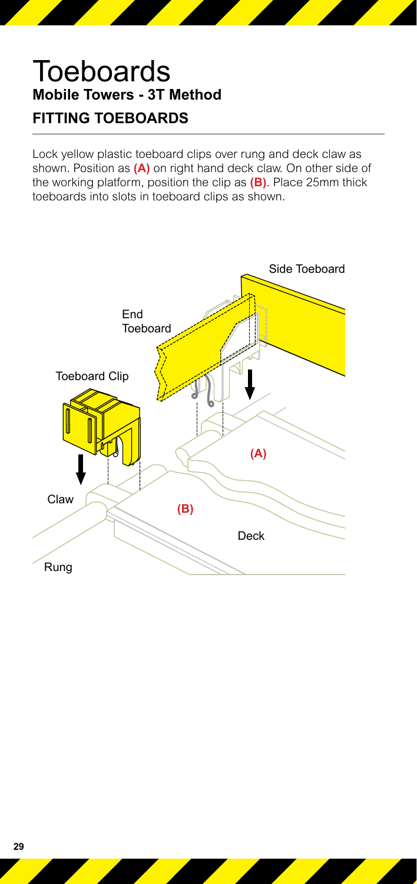# Toeboards

**Mobile Towers - 3T Method**

## FITTING TOEBOARDS

Lock yellow plastic toeboard clips over rung and deck claw as shown. Position as **(A)** on right hand deck claw. On other side of the working platform, position the clip as **(B)**. Place 25mm thick toeboards into slots in toeboard clips as shown.

Side Toeboard

End Toeboard

Toeboard Clip

(A)

Claw

(B)

Deck

Rung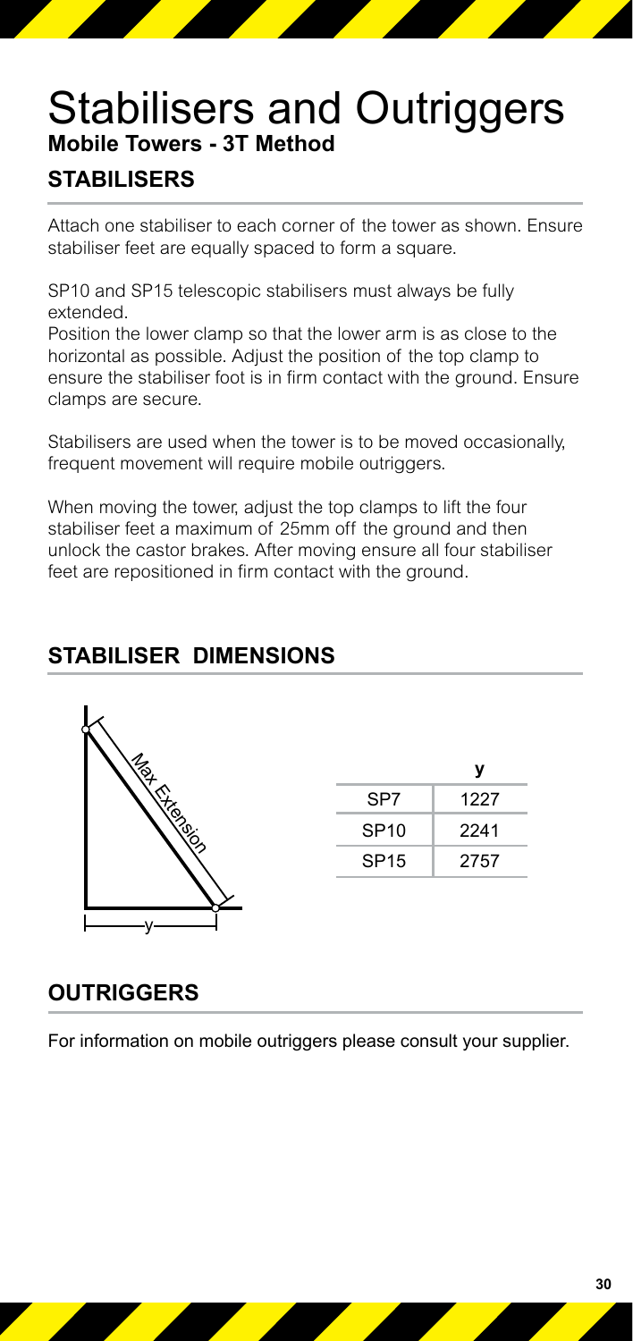# Stabilisers and Outriggers

### Mobile Towers - 3T Method

## STABILISERS

Attach one stabiliser to each corner of the tower as shown. Ensure stabiliser feet are equally spaced to form a square.

SP10 and SP15 telescopic stabilisers must always be fully extended.
Position the lower clamp so that the lower arm is as close to the horizontal as possible. Adjust the position of the top clamp to ensure the stabiliser foot is in firm contact with the ground. Ensure clamps are secure.

Stabilisers are used when the tower is to be moved occasionally, frequent movement will require mobile outriggers.

When moving the tower, adjust the top clamps to lift the four stabiliser feet a maximum of 25mm off the ground and then unlock the castor brakes. After moving ensure all four stabiliser feet are repositioned in firm contact with the ground.

## STABILISER DIMENSIONS

Max Extension

y

| | y |
|---|---|
| SP7 | 1227 |
| SP10 | 2241 |
| SP15 | 2757 |

## OUTRIGGERS

For information on mobile outriggers please consult your supplier.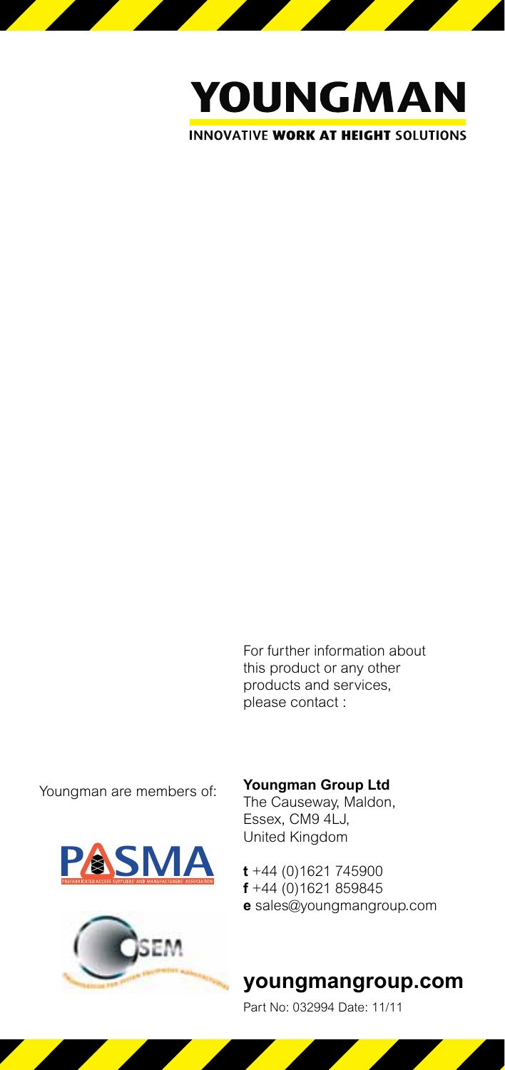# YOUNGMAN

INNOVATIVE **WORK AT HEIGHT** SOLUTIONS

For further information about this product or any other products and services, please contact :

Youngman are members of:

PASMA

PREFABRICATED ACCESS SUPPLIERS' AND MANUFACTURERS' ASSOCIATION

SEM

**Youngman Group Ltd**
The Causeway, Maldon,
Essex, CM9 4LJ,
United Kingdom

**t** +44 (0)1621 745900
**f** +44 (0)1621 859845
**e** sales@youngmangroup.com

## youngmangroup.com

Part No: 032994 Date: 11/11